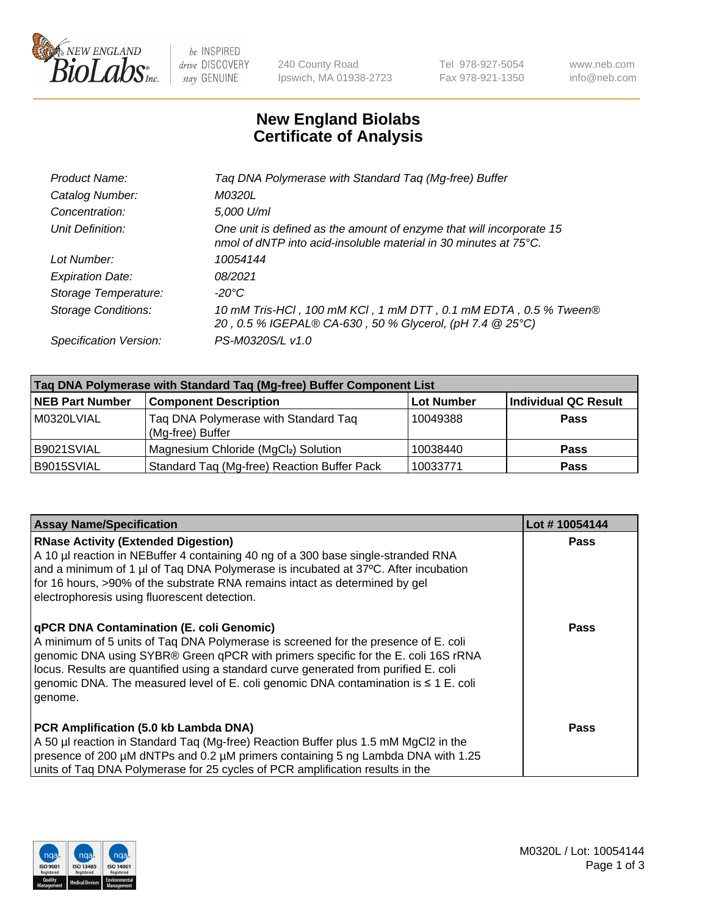# New England Biolabs Certificate of Analysis

| | |
|---|---|
| *Product Name:* | *Taq DNA Polymerase with Standard Taq (Mg-free) Buffer* |
| *Catalog Number:* | *M0320L* |
| *Concentration:* | *5,000 U/ml* |
| *Unit Definition:* | *One unit is defined as the amount of enzyme that will incorporate 15 nmol of dNTP into acid-insoluble material in 30 minutes at 75°C.* |
| *Lot Number:* | *10054144* |
| *Expiration Date:* | *08/2021* |
| *Storage Temperature:* | *-20°C* |
| *Storage Conditions:* | *10 mM Tris-HCl , 100 mM KCl , 1 mM DTT , 0.1 mM EDTA , 0.5 % Tween® 20 , 0.5 % IGEPAL® CA-630 , 50 % Glycerol, (pH 7.4 @ 25°C)* |
| *Specification Version:* | *PS-M0320S/L v1.0* |

| Taq DNA Polymerase with Standard Taq (Mg-free) Buffer Component List | | | |
|---|---|---|---|
| **NEB Part Number** | **Component Description** | **Lot Number** | **Individual QC Result** |
| M0320LVIAL | Taq DNA Polymerase with Standard Taq (Mg-free) Buffer | 10049388 | **Pass** |
| B9021SVIAL | Magnesium Chloride ($MgCl_2$) Solution | 10038440 | **Pass** |
| B9015SVIAL | Standard Taq (Mg-free) Reaction Buffer Pack | 10033771 | **Pass** |

| Assay Name/Specification | Lot # 10054144 |
|---|---|
| **RNase Activity (Extended Digestion)**<br>A 10 µl reaction in NEBuffer 4 containing 40 ng of a 300 base single-stranded RNA and a minimum of 1 µl of Taq DNA Polymerase is incubated at 37ºC. After incubation for 16 hours, >90% of the substrate RNA remains intact as determined by gel electrophoresis using fluorescent detection. | **Pass** |
| **qPCR DNA Contamination (E. coli Genomic)**<br>A minimum of 5 units of Taq DNA Polymerase is screened for the presence of E. coli genomic DNA using SYBR® Green qPCR with primers specific for the E. coli 16S rRNA locus. Results are quantified using a standard curve generated from purified E. coli genomic DNA. The measured level of E. coli genomic DNA contamination is ≤ 1 E. coli genome. | **Pass** |
| **PCR Amplification (5.0 kb Lambda DNA)**<br>A 50 µl reaction in Standard Taq (Mg-free) Reaction Buffer plus 1.5 mM $MgCl_2$ in the presence of 200 µM dNTPs and 0.2 µM primers containing 5 ng Lambda DNA with 1.25 units of Taq DNA Polymerase for 25 cycles of PCR amplification results in the | **Pass** |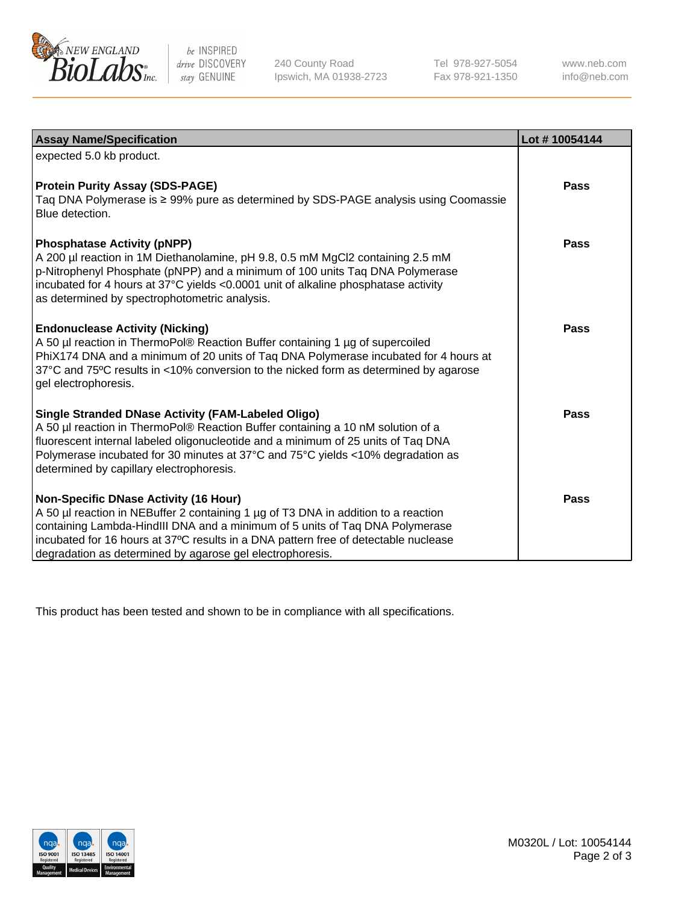| Assay Name/Specification | Lot # 10054144 |
|---|---|
| expected 5.0 kb product. | |
| **Protein Purity Assay (SDS-PAGE)**<br>Taq DNA Polymerase is ≥ 99% pure as determined by SDS-PAGE analysis using Coomassie Blue detection. | **Pass** |
| **Phosphatase Activity (pNPP)**<br>A 200 µl reaction in 1M Diethanolamine, pH 9.8, 0.5 mM $MgCl_2$ containing 2.5 mM p-Nitrophenyl Phosphate (pNPP) and a minimum of 100 units Taq DNA Polymerase incubated for 4 hours at 37°C yields <0.0001 unit of alkaline phosphatase activity as determined by spectrophotometric analysis. | **Pass** |
| **Endonuclease Activity (Nicking)**<br>A 50 µl reaction in ThermoPol® Reaction Buffer containing 1 µg of supercoiled PhiX174 DNA and a minimum of 20 units of Taq DNA Polymerase incubated for 4 hours at 37°C and 75ºC results in <10% conversion to the nicked form as determined by agarose gel electrophoresis. | **Pass** |
| **Single Stranded DNase Activity (FAM-Labeled Oligo)**<br>A 50 µl reaction in ThermoPol® Reaction Buffer containing a 10 nM solution of a fluorescent internal labeled oligonucleotide and a minimum of 25 units of Taq DNA Polymerase incubated for 30 minutes at 37°C and 75°C yields <10% degradation as determined by capillary electrophoresis. | **Pass** |
| **Non-Specific DNase Activity (16 Hour)**<br>A 50 µl reaction in NEBuffer 2 containing 1 µg of T3 DNA in addition to a reaction containing Lambda-HindIII DNA and a minimum of 5 units of Taq DNA Polymerase incubated for 16 hours at 37ºC results in a DNA pattern free of detectable nuclease degradation as determined by agarose gel electrophoresis. | **Pass** |

This product has been tested and shown to be in compliance with all specifications.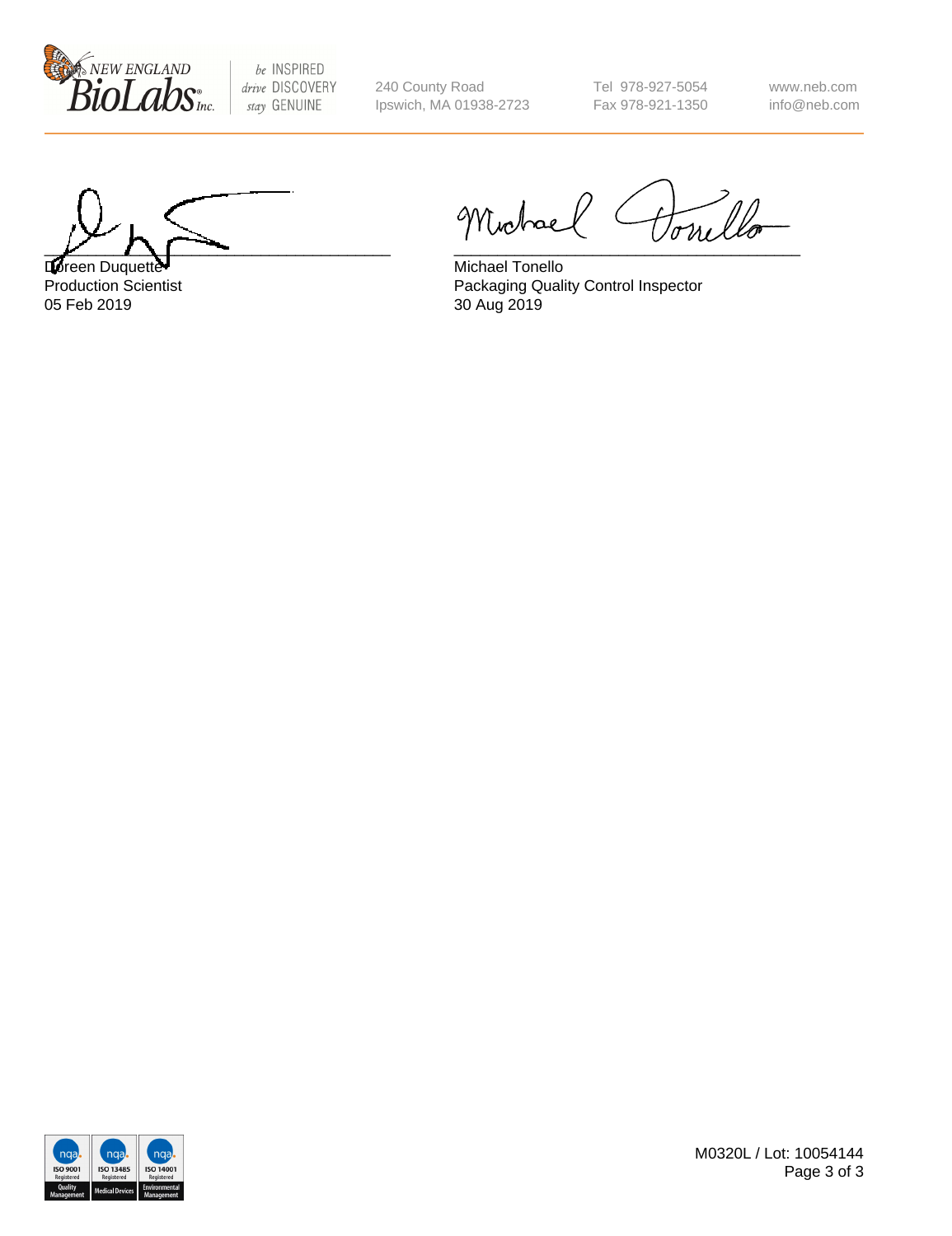Doreen Duquette
Production Scientist
05 Feb 2019

Michael Tonello
Packaging Quality Control Inspector
30 Aug 2019

M0320L / Lot: 10054144